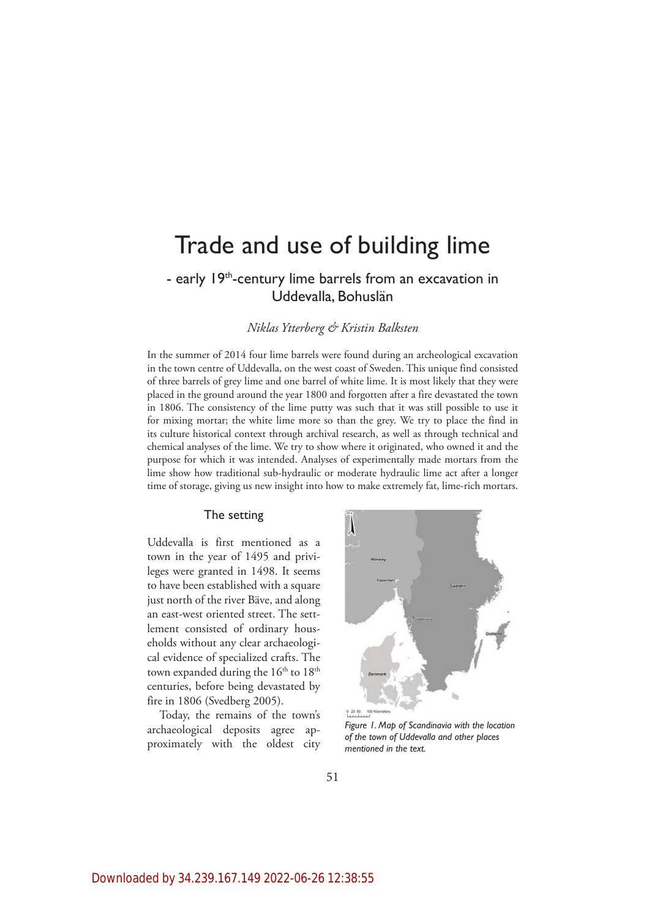# Trade and use of building lime

## - early 19th-century lime barrels from an excavation in Uddevalla, Bohuslän

*Niklas Ytterberg & Kristin Balksten*

In the summer of 2014 four lime barrels were found during an archeological excavation in the town centre of Uddevalla, on the west coast of Sweden. This unique find consisted of three barrels of grey lime and one barrel of white lime. It is most likely that they were placed in the ground around the year 1800 and forgotten after a fire devastated the town in 1806. The consistency of the lime putty was such that it was still possible to use it for mixing mortar; the white lime more so than the grey. We try to place the find in its culture historical context through archival research, as well as through technical and chemical analyses of the lime. We try to show where it originated, who owned it and the purpose for which it was intended. Analyses of experimentally made mortars from the lime show how traditional sub-hydraulic or moderate hydraulic lime act after a longer time of storage, giving us new insight into how to make extremely fat, lime-rich mortars.

### The setting

Uddevalla is first mentioned as a town in the year of 1495 and privileges were granted in 1498. It seems to have been established with a square just north of the river Bäve, and along an east-west oriented street. The settlement consisted of ordinary households without any clear archaeological evidence of specialized crafts. The town expanded during the 16th to 18th centuries, before being devastated by fire in 1806 (Svedberg 2005).

Today, the remains of the town's archaeological deposits agree approximately with the oldest city

*Figure 1. Map of Scandinavia with the location of the town of Uddevalla and other places mentioned in the text.*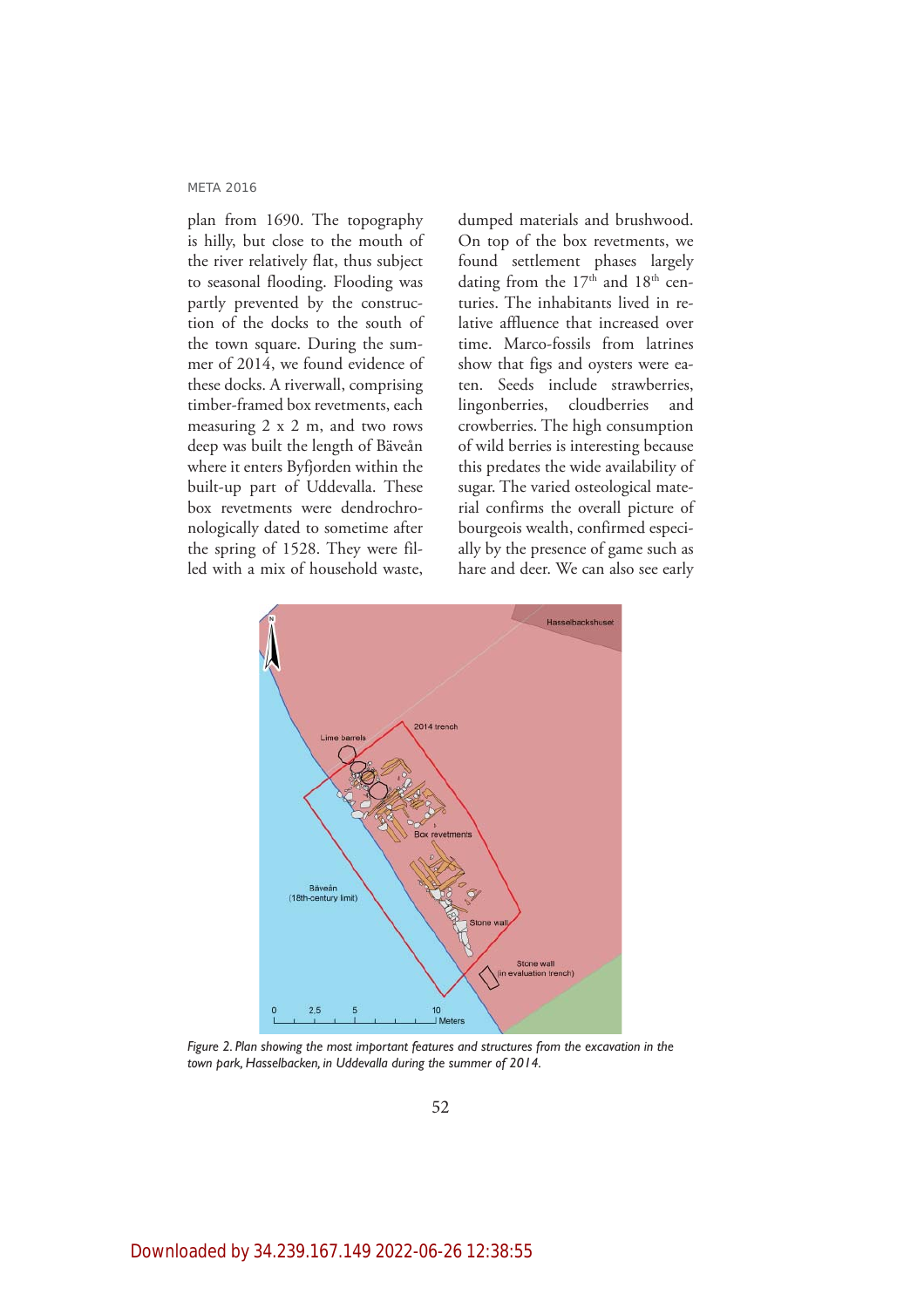plan from 1690. The topography is hilly, but close to the mouth of the river relatively flat, thus subject to seasonal flooding. Flooding was partly prevented by the construction of the docks to the south of the town square. During the summer of 2014, we found evidence of these docks. A riverwall, comprising timber-framed box revetments, each measuring 2 x 2 m, and two rows deep was built the length of Bäveån where it enters Byfjorden within the built-up part of Uddevalla. These box revetments were dendrochronologically dated to sometime after the spring of 1528. They were filled with a mix of household waste, dumped materials and brushwood. On top of the box revetments, we found settlement phases largely dating from the 17th and 18th centuries. The inhabitants lived in relative affluence that increased over time. Marco-fossils from latrines show that figs and oysters were eaten. Seeds include strawberries, lingonberries, cloudberries and crowberries. The high consumption of wild berries is interesting because this predates the wide availability of sugar. The varied osteological material confirms the overall picture of bourgeois wealth, confirmed especially by the presence of game such as hare and deer. We can also see early

*Figure 2. Plan showing the most important features and structures from the excavation in the town park, Hasselbacken, in Uddevalla during the summer of 2014.*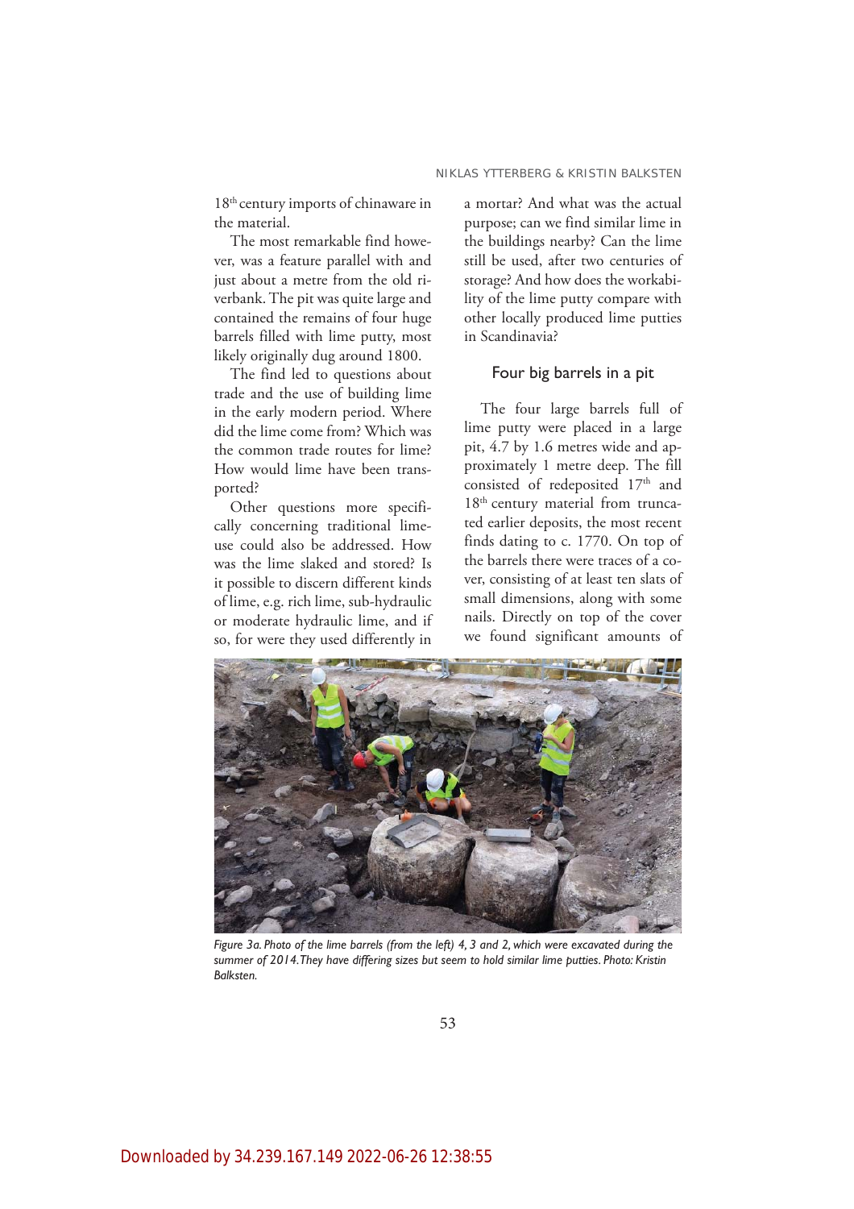18th century imports of chinaware in the material.

The most remarkable find however, was a feature parallel with and just about a metre from the old riverbank. The pit was quite large and contained the remains of four huge barrels filled with lime putty, most likely originally dug around 1800.

The find led to questions about trade and the use of building lime in the early modern period. Where did the lime come from? Which was the common trade routes for lime? How would lime have been transported?

Other questions more specifically concerning traditional lime-use could also be addressed. How was the lime slaked and stored? Is it possible to discern different kinds of lime, e.g. rich lime, sub-hydraulic or moderate hydraulic lime, and if so, for were they used differently in a mortar? And what was the actual purpose; can we find similar lime in the buildings nearby? Can the lime still be used, after two centuries of storage? And how does the workability of the lime putty compare with other locally produced lime putties in Scandinavia?

## Four big barrels in a pit

The four large barrels full of lime putty were placed in a large pit, 4.7 by 1.6 metres wide and approximately 1 metre deep. The fill consisted of redeposited 17th and 18th century material from truncated earlier deposits, the most recent finds dating to c. 1770. On top of the barrels there were traces of a cover, consisting of at least ten slats of small dimensions, along with some nails. Directly on top of the cover we found significant amounts of

*Figure 3a. Photo of the lime barrels (from the left) 4, 3 and 2, which were excavated during the summer of 2014. They have differing sizes but seem to hold similar lime putties. Photo: Kristin Balksten.*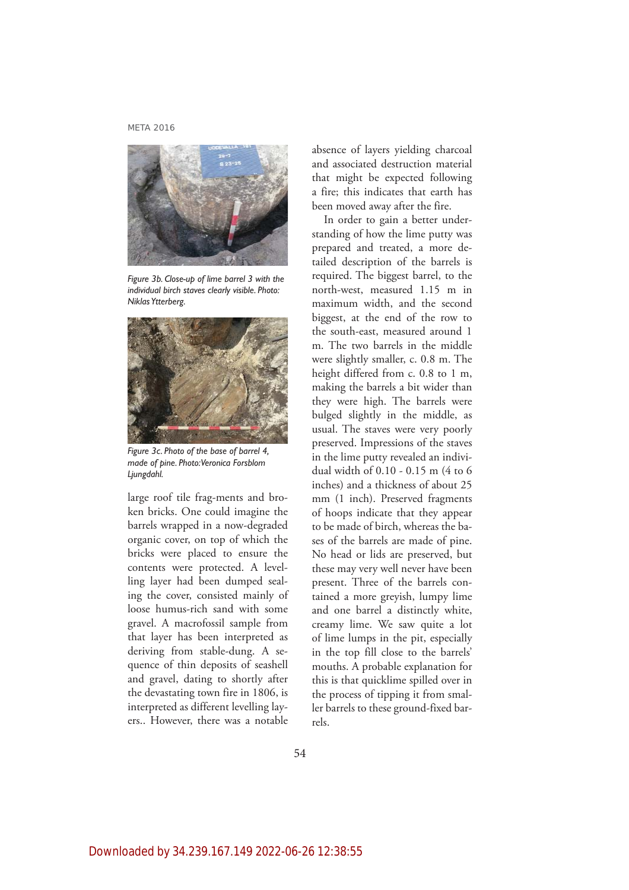*Figure 3b. Close-up of lime barrel 3 with the individual birch staves clearly visible. Photo: Niklas Ytterberg.*

*Figure 3c. Photo of the base of barrel 4, made of pine. Photo:Veronica Forsblom Ljungdahl.*

large roof tile frag-ments and broken bricks. One could imagine the barrels wrapped in a now-degraded organic cover, on top of which the bricks were placed to ensure the contents were protected. A levelling layer had been dumped sealing the cover, consisted mainly of loose humus-rich sand with some gravel. A macrofossil sample from that layer has been interpreted as deriving from stable-dung. A sequence of thin deposits of seashell and gravel, dating to shortly after the devastating town fire in 1806, is interpreted as different levelling layers.. However, there was a notable absence of layers yielding charcoal and associated destruction material that might be expected following a fire; this indicates that earth has been moved away after the fire.

In order to gain a better understanding of how the lime putty was prepared and treated, a more detailed description of the barrels is required. The biggest barrel, to the north-west, measured 1.15 m in maximum width, and the second biggest, at the end of the row to the south-east, measured around 1 m. The two barrels in the middle were slightly smaller, c. 0.8 m. The height differed from c. 0.8 to 1 m, making the barrels a bit wider than they were high. The barrels were bulged slightly in the middle, as usual. The staves were very poorly preserved. Impressions of the staves in the lime putty revealed an individual width of 0.10 - 0.15 m (4 to 6 inches) and a thickness of about 25 mm (1 inch). Preserved fragments of hoops indicate that they appear to be made of birch, whereas the bases of the barrels are made of pine. No head or lids are preserved, but these may very well never have been present. Three of the barrels contained a more greyish, lumpy lime and one barrel a distinctly white, creamy lime. We saw quite a lot of lime lumps in the pit, especially in the top fill close to the barrels' mouths. A probable explanation for this is that quicklime spilled over in the process of tipping it from smaller barrels to these ground-fixed barrels.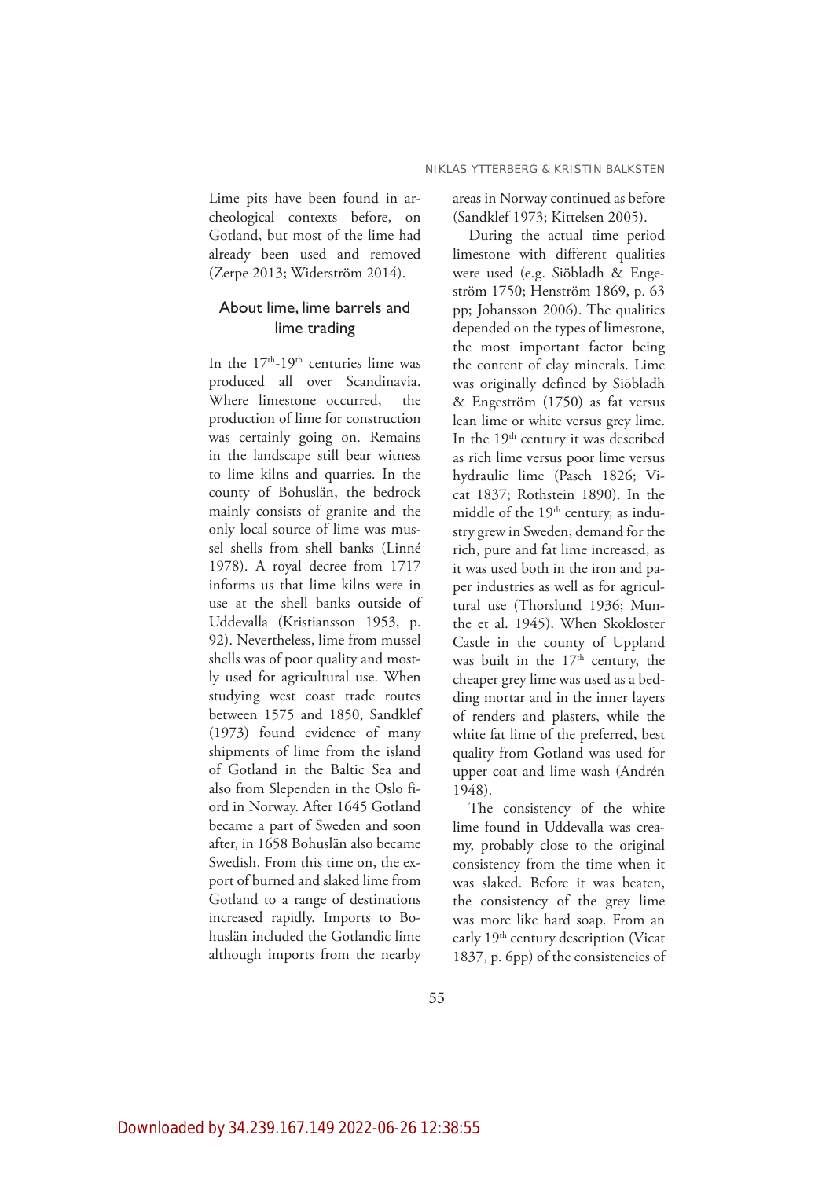Lime pits have been found in archeological contexts before, on Gotland, but most of the lime had already been used and removed (Zerpe 2013; Widerström 2014).

## About lime, lime barrels and lime trading

In the 17th-19th centuries lime was produced all over Scandinavia. Where limestone occurred, the production of lime for construction was certainly going on. Remains in the landscape still bear witness to lime kilns and quarries. In the county of Bohuslän, the bedrock mainly consists of granite and the only local source of lime was mussel shells from shell banks (Linné 1978). A royal decree from 1717 informs us that lime kilns were in use at the shell banks outside of Uddevalla (Kristiansson 1953, p. 92). Nevertheless, lime from mussel shells was of poor quality and mostly used for agricultural use. When studying west coast trade routes between 1575 and 1850, Sandklef (1973) found evidence of many shipments of lime from the island of Gotland in the Baltic Sea and also from Slependen in the Oslo fiord in Norway. After 1645 Gotland became a part of Sweden and soon after, in 1658 Bohuslän also became Swedish. From this time on, the export of burned and slaked lime from Gotland to a range of destinations increased rapidly. Imports to Bohuslän included the Gotlandic lime although imports from the nearby areas in Norway continued as before (Sandklef 1973; Kittelsen 2005).

During the actual time period limestone with different qualities were used (e.g. Siöbladh & Engeström 1750; Henström 1869, p. 63 pp; Johansson 2006). The qualities depended on the types of limestone, the most important factor being the content of clay minerals. Lime was originally defined by Siöbladh & Engeström (1750) as fat versus lean lime or white versus grey lime. In the 19th century it was described as rich lime versus poor lime versus hydraulic lime (Pasch 1826; Vicat 1837; Rothstein 1890). In the middle of the 19th century, as industry grew in Sweden, demand for the rich, pure and fat lime increased, as it was used both in the iron and paper industries as well as for agricultural use (Thorslund 1936; Munthe et al. 1945). When Skokloster Castle in the county of Uppland was built in the 17th century, the cheaper grey lime was used as a bedding mortar and in the inner layers of renders and plasters, while the white fat lime of the preferred, best quality from Gotland was used for upper coat and lime wash (Andrén 1948).

The consistency of the white lime found in Uddevalla was creamy, probably close to the original consistency from the time when it was slaked. Before it was beaten, the consistency of the grey lime was more like hard soap. From an early 19th century description (Vicat 1837, p. 6pp) of the consistencies of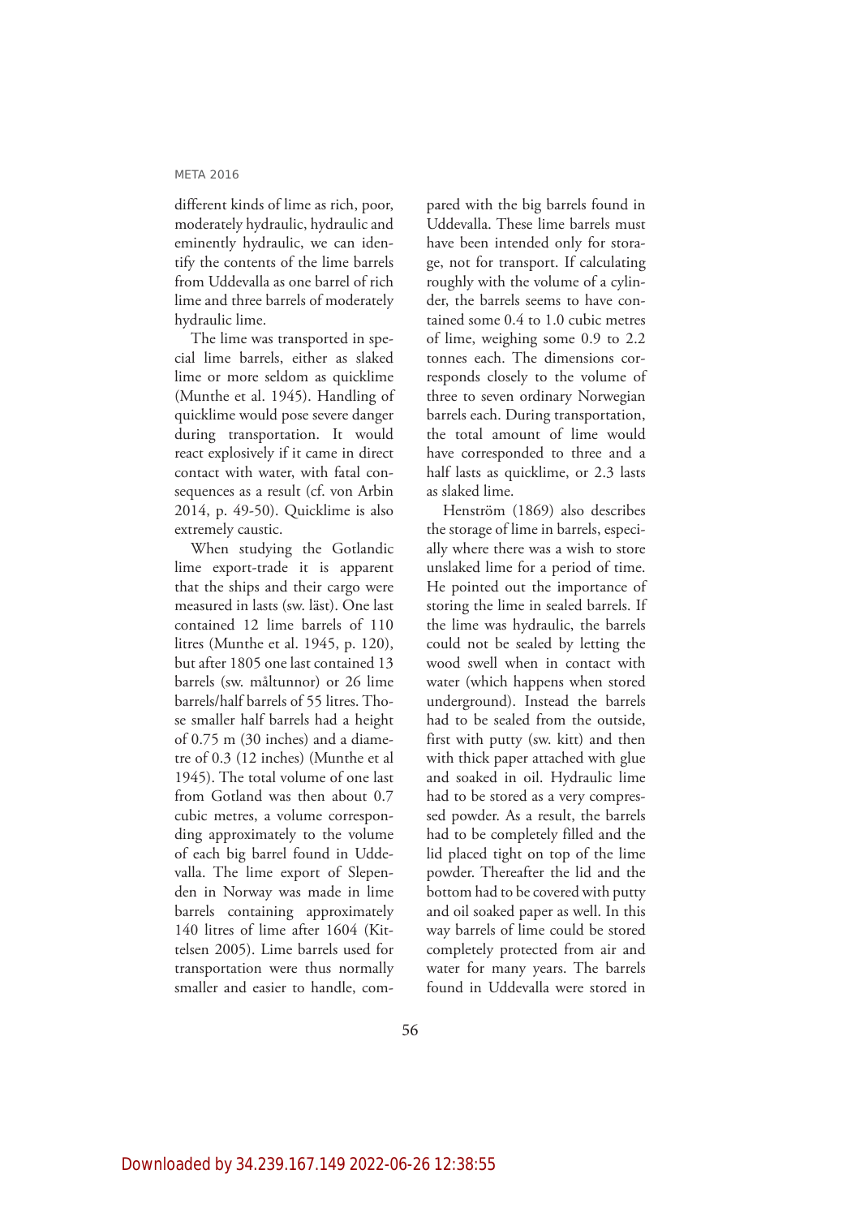different kinds of lime as rich, poor, moderately hydraulic, hydraulic and eminently hydraulic, we can identify the contents of the lime barrels from Uddevalla as one barrel of rich lime and three barrels of moderately hydraulic lime.

The lime was transported in special lime barrels, either as slaked lime or more seldom as quicklime (Munthe et al. 1945). Handling of quicklime would pose severe danger during transportation. It would react explosively if it came in direct contact with water, with fatal consequences as a result (cf. von Arbin 2014, p. 49-50). Quicklime is also extremely caustic.

When studying the Gotlandic lime export-trade it is apparent that the ships and their cargo were measured in lasts (sw. läst). One last contained 12 lime barrels of 110 litres (Munthe et al. 1945, p. 120), but after 1805 one last contained 13 barrels (sw. måltunnor) or 26 lime barrels/half barrels of 55 litres. Those smaller half barrels had a height of 0.75 m (30 inches) and a diametre of 0.3 (12 inches) (Munthe et al 1945). The total volume of one last from Gotland was then about 0.7 cubic metres, a volume corresponding approximately to the volume of each big barrel found in Uddevalla. The lime export of Slependen in Norway was made in lime barrels containing approximately 140 litres of lime after 1604 (Kittelsen 2005). Lime barrels used for transportation were thus normally smaller and easier to handle, compared with the big barrels found in Uddevalla. These lime barrels must have been intended only for storage, not for transport. If calculating roughly with the volume of a cylinder, the barrels seems to have contained some 0.4 to 1.0 cubic metres of lime, weighing some 0.9 to 2.2 tonnes each. The dimensions corresponds closely to the volume of three to seven ordinary Norwegian barrels each. During transportation, the total amount of lime would have corresponded to three and a half lasts as quicklime, or 2.3 lasts as slaked lime.

Henström (1869) also describes the storage of lime in barrels, especially where there was a wish to store unslaked lime for a period of time. He pointed out the importance of storing the lime in sealed barrels. If the lime was hydraulic, the barrels could not be sealed by letting the wood swell when in contact with water (which happens when stored underground). Instead the barrels had to be sealed from the outside, first with putty (sw. kitt) and then with thick paper attached with glue and soaked in oil. Hydraulic lime had to be stored as a very compressed powder. As a result, the barrels had to be completely filled and the lid placed tight on top of the lime powder. Thereafter the lid and the bottom had to be covered with putty and oil soaked paper as well. In this way barrels of lime could be stored completely protected from air and water for many years. The barrels found in Uddevalla were stored in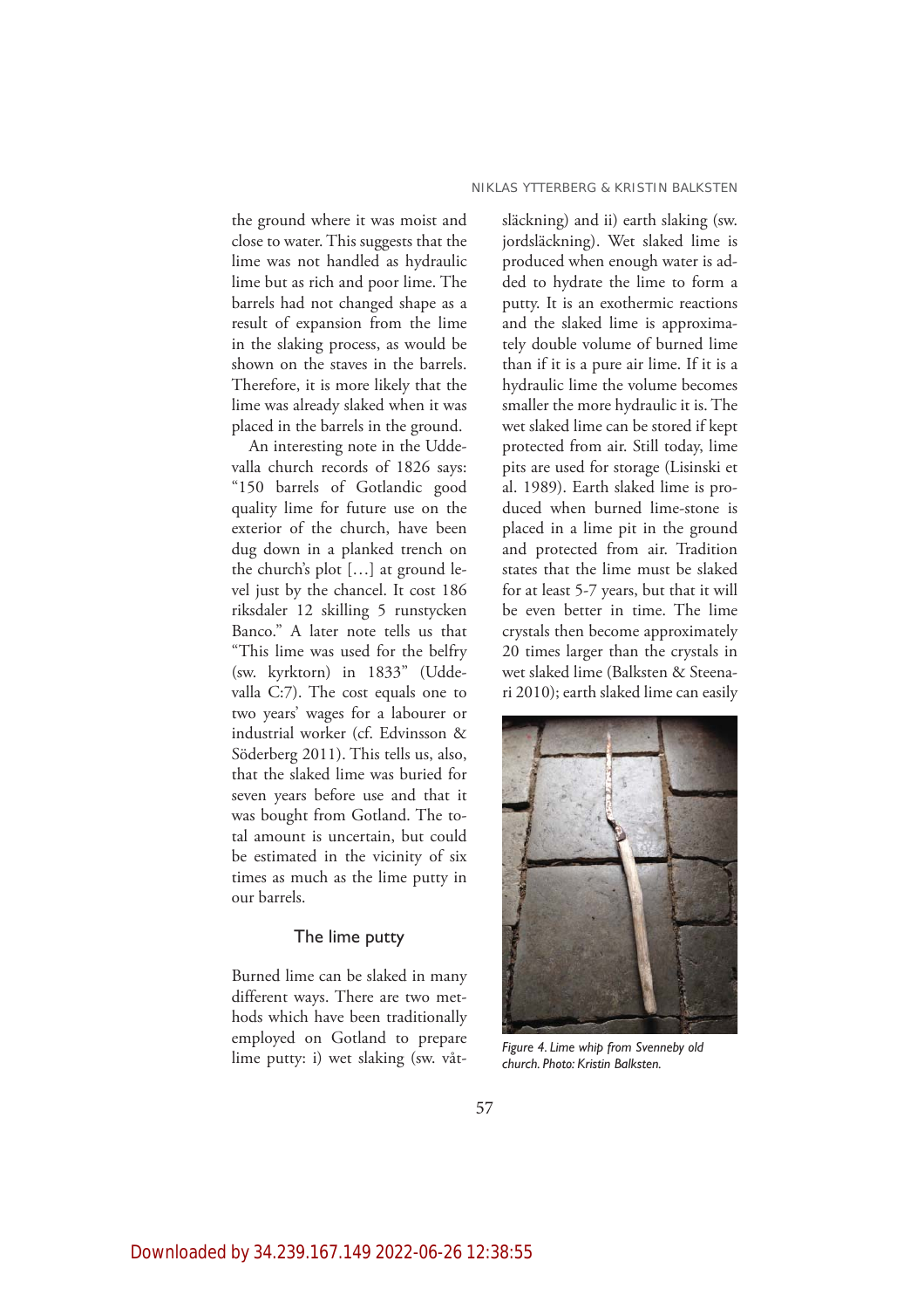the ground where it was moist and close to water. This suggests that the lime was not handled as hydraulic lime but as rich and poor lime. The barrels had not changed shape as a result of expansion from the lime in the slaking process, as would be shown on the staves in the barrels. Therefore, it is more likely that the lime was already slaked when it was placed in the barrels in the ground.

An interesting note in the Uddevalla church records of 1826 says: "150 barrels of Gotlandic good quality lime for future use on the exterior of the church, have been dug down in a planked trench on the church's plot […] at ground level just by the chancel. It cost 186 riksdaler 12 skilling 5 runstycken Banco." A later note tells us that "This lime was used for the belfry (sw. kyrktorn) in 1833" (Uddevalla C:7). The cost equals one to two years' wages for a labourer or industrial worker (cf. Edvinsson & Söderberg 2011). This tells us, also, that the slaked lime was buried for seven years before use and that it was bought from Gotland. The total amount is uncertain, but could be estimated in the vicinity of six times as much as the lime putty in our barrels.

## The lime putty

Burned lime can be slaked in many different ways. There are two methods which have been traditionally employed on Gotland to prepare lime putty: i) wet slaking (sw. våtsläckning) and ii) earth slaking (sw. jordsläckning). Wet slaked lime is produced when enough water is added to hydrate the lime to form a putty. It is an exothermic reactions and the slaked lime is approximately double volume of burned lime than if it is a pure air lime. If it is a hydraulic lime the volume becomes smaller the more hydraulic it is. The wet slaked lime can be stored if kept protected from air. Still today, lime pits are used for storage (Lisinski et al. 1989). Earth slaked lime is produced when burned lime-stone is placed in a lime pit in the ground and protected from air. Tradition states that the lime must be slaked for at least 5-7 years, but that it will be even better in time. The lime crystals then become approximately 20 times larger than the crystals in wet slaked lime (Balksten & Steenari 2010); earth slaked lime can easily

*Figure 4. Lime whip from Svenneby old church. Photo: Kristin Balksten.*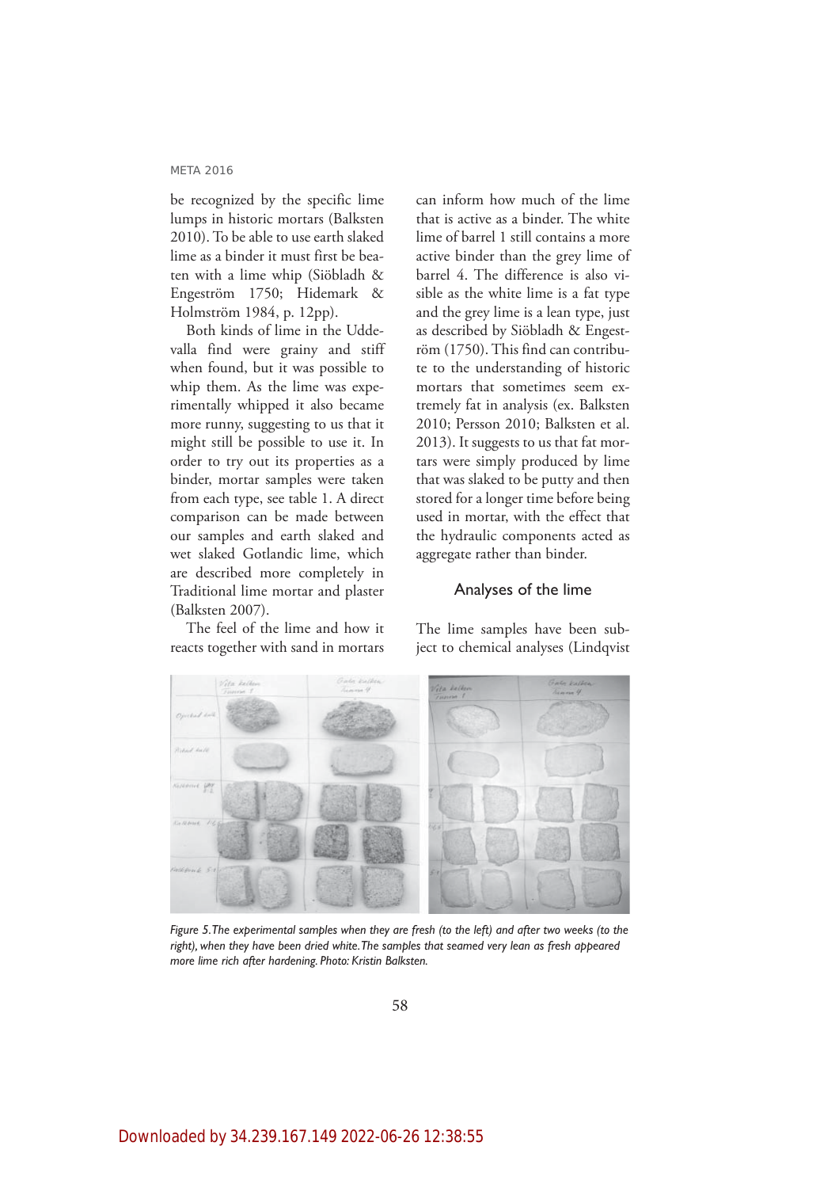be recognized by the specific lime lumps in historic mortars (Balksten 2010). To be able to use earth slaked lime as a binder it must first be beaten with a lime whip (Siöbladh & Engeström 1750; Hidemark & Holmström 1984, p. 12pp).

Both kinds of lime in the Uddevalla find were grainy and stiff when found, but it was possible to whip them. As the lime was experimentally whipped it also became more runny, suggesting to us that it might still be possible to use it. In order to try out its properties as a binder, mortar samples were taken from each type, see table 1. A direct comparison can be made between our samples and earth slaked and wet slaked Gotlandic lime, which are described more completely in Traditional lime mortar and plaster (Balksten 2007).

The feel of the lime and how it reacts together with sand in mortars can inform how much of the lime that is active as a binder. The white lime of barrel 1 still contains a more active binder than the grey lime of barrel 4. The difference is also visible as the white lime is a fat type and the grey lime is a lean type, just as described by Siöbladh & Engeström (1750). This find can contribute to the understanding of historic mortars that sometimes seem extremely fat in analysis (ex. Balksten 2010; Persson 2010; Balksten et al. 2013). It suggests to us that fat mortars were simply produced by lime that was slaked to be putty and then stored for a longer time before being used in mortar, with the effect that the hydraulic components acted as aggregate rather than binder.

## Analyses of the lime

The lime samples have been subject to chemical analyses (Lindqvist

*Figure 5. The experimental samples when they are fresh (to the left) and after two weeks (to the right), when they have been dried white. The samples that seamed very lean as fresh appeared more lime rich after hardening. Photo: Kristin Balksten.*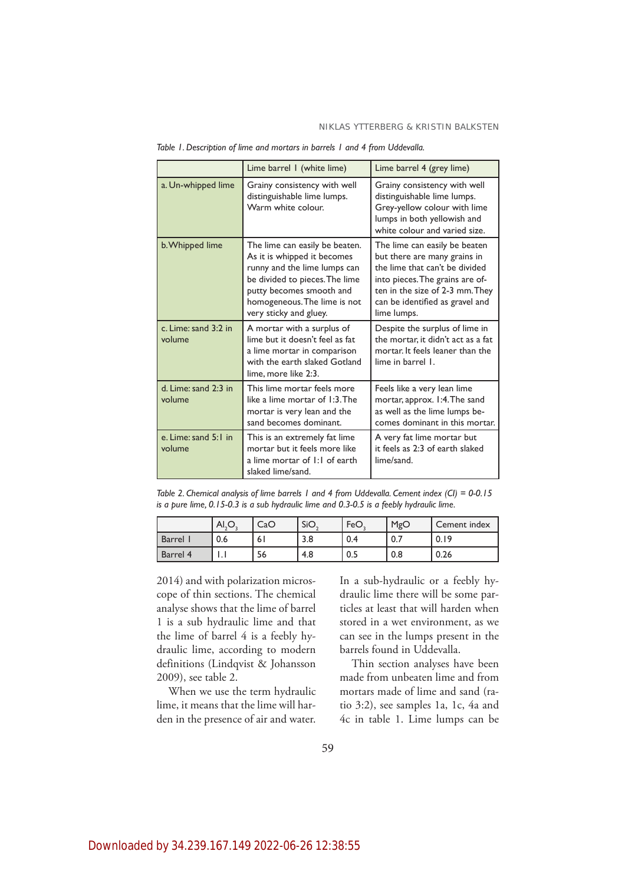*Table 1. Description of lime and mortars in barrels 1 and 4 from Uddevalla.*

| | Lime barrel 1 (white lime) | Lime barrel 4 (grey lime) |
|---|---|---|
| a. Un-whipped lime | Grainy consistency with well distinguishable lime lumps. Warm white colour. | Grainy consistency with well distinguishable lime lumps. Grey-yellow colour with lime lumps in both yellowish and white colour and varied size. |
| b. Whipped lime | The lime can easily be beaten. As it is whipped it becomes runny and the lime lumps can be divided to pieces. The lime putty becomes smooth and homogeneous. The lime is not very sticky and gluey. | The lime can easily be beaten but there are many grains in the lime that can't be divided into pieces. The grains are often in the size of 2-3 mm. They can be identified as gravel and lime lumps. |
| c. Lime: sand 3:2 in volume | A mortar with a surplus of lime but it doesn't feel as fat a lime mortar in comparison with the earth slaked Gotland lime, more like 2:3. | Despite the surplus of lime in the mortar, it didn't act as a fat mortar. It feels leaner than the lime in barrel 1. |
| d. Lime: sand 2:3 in volume | This lime mortar feels more like a lime mortar of 1:3. The mortar is very lean and the sand becomes dominant. | Feels like a very lean lime mortar, approx. 1:4. The sand as well as the lime lumps becomes dominant in this mortar. |
| e. Lime: sand 5:1 in volume | This is an extremely fat lime mortar but it feels more like a lime mortar of 1:1 of earth slaked lime/sand. | A very fat lime mortar but it feels as 2:3 of earth slaked lime/sand. |

*Table 2. Chemical analysis of lime barrels 1 and 4 from Uddevalla. Cement index (CI) = 0-0.15 is a pure lime, 0.15-0.3 is a sub hydraulic lime and 0.3-0.5 is a feebly hydraulic lime.*

| | $Al_2O_3$ | CaO | $SiO_2$ | $FeO_3$ | MgO | Cement index |
|---|---|---|---|---|---|---|
| Barrel 1 | 0.6 | 61 | 3.8 | 0.4 | 0.7 | 0.19 |
| Barrel 4 | 1.1 | 56 | 4.8 | 0.5 | 0.8 | 0.26 |

2014) and with polarization microscope of thin sections. The chemical analyse shows that the lime of barrel 1 is a sub hydraulic lime and that the lime of barrel 4 is a feebly hydraulic lime, according to modern definitions (Lindqvist & Johansson 2009), see table 2.

When we use the term hydraulic lime, it means that the lime will harden in the presence of air and water. In a sub-hydraulic or a feebly hydraulic lime there will be some particles at least that will harden when stored in a wet environment, as we can see in the lumps present in the barrels found in Uddevalla.

Thin section analyses have been made from unbeaten lime and from mortars made of lime and sand (ratio 3:2), see samples 1a, 1c, 4a and 4c in table 1. Lime lumps can be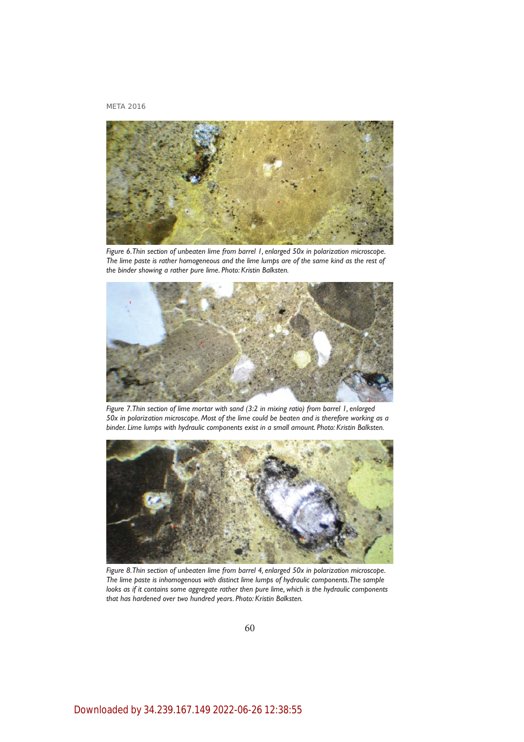*Figure 6. Thin section of unbeaten lime from barrel 1, enlarged 50x in polarization microscope. The lime paste is rather homogeneous and the lime lumps are of the same kind as the rest of the binder showing a rather pure lime. Photo: Kristin Balksten.*

*Figure 7. Thin section of lime mortar with sand (3:2 in mixing ratio) from barrel 1, enlarged 50x in polarization microscope. Most of the lime could be beaten and is therefore working as a binder. Lime lumps with hydraulic components exist in a small amount. Photo: Kristin Balksten.*

*Figure 8. Thin section of unbeaten lime from barrel 4, enlarged 50x in polarization microscope. The lime paste is inhomogenous with distinct lime lumps of hydraulic components. The sample looks as if it contains some aggregate rather then pure lime, which is the hydraulic components that has hardened over two hundred years. Photo: Kristin Balksten.*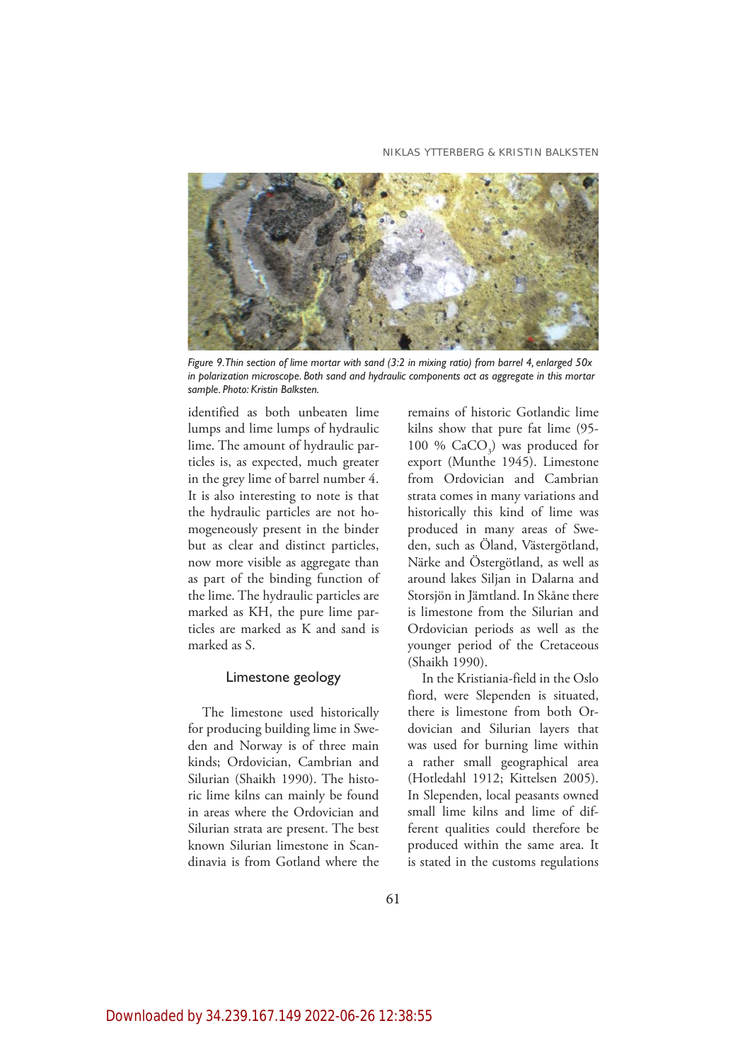*Figure 9. Thin section of lime mortar with sand (3:2 in mixing ratio) from barrel 4, enlarged 50x in polarization microscope. Both sand and hydraulic components act as aggregate in this mortar sample. Photo: Kristin Balksten.*

identified as both unbeaten lime lumps and lime lumps of hydraulic lime. The amount of hydraulic particles is, as expected, much greater in the grey lime of barrel number 4. It is also interesting to note is that the hydraulic particles are not homogeneously present in the binder but as clear and distinct particles, now more visible as aggregate than as part of the binding function of the lime. The hydraulic particles are marked as KH, the pure lime particles are marked as K and sand is marked as S.

### Limestone geology

The limestone used historically for producing building lime in Sweden and Norway is of three main kinds; Ordovician, Cambrian and Silurian (Shaikh 1990). The historic lime kilns can mainly be found in areas where the Ordovician and Silurian strata are present. The best known Silurian limestone in Scandinavia is from Gotland where the remains of historic Gotlandic lime kilns show that pure fat lime (95-100 % $CaCO_3$) was produced for export (Munthe 1945). Limestone from Ordovician and Cambrian strata comes in many variations and historically this kind of lime was produced in many areas of Sweden, such as Öland, Västergötland, Närke and Östergötland, as well as around lakes Siljan in Dalarna and Storsjön in Jämtland. In Skåne there is limestone from the Silurian and Ordovician periods as well as the younger period of the Cretaceous (Shaikh 1990).

In the Kristiania-field in the Oslo fiord, were Slependen is situated, there is limestone from both Ordovician and Silurian layers that was used for burning lime within a rather small geographical area (Hotledahl 1912; Kittelsen 2005). In Slependen, local peasants owned small lime kilns and lime of different qualities could therefore be produced within the same area. It is stated in the customs regulations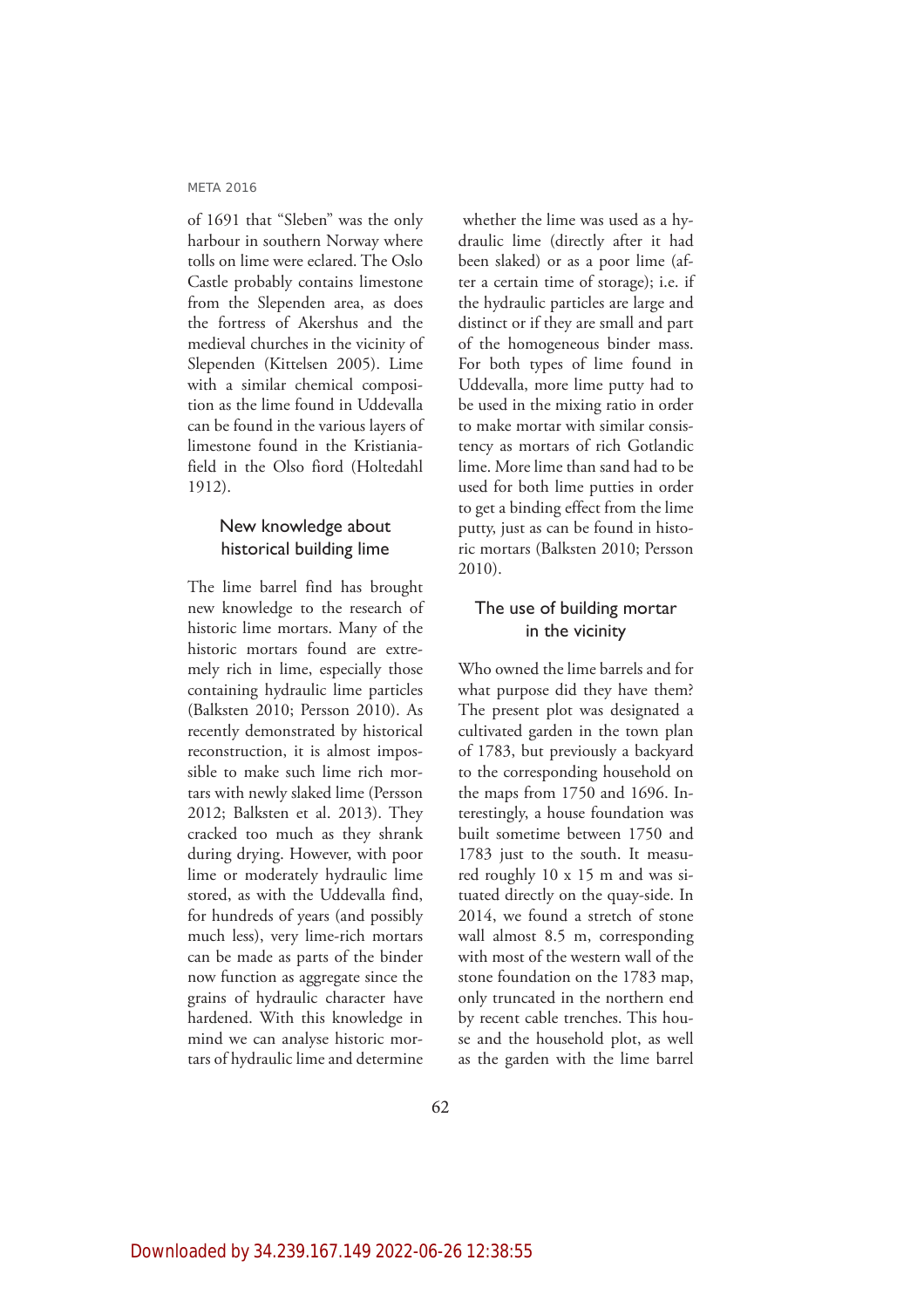of 1691 that "Sleben" was the only harbour in southern Norway where tolls on lime were eclared. The Oslo Castle probably contains limestone from the Slependen area, as does the fortress of Akershus and the medieval churches in the vicinity of Slependen (Kittelsen 2005). Lime with a similar chemical composition as the lime found in Uddevalla can be found in the various layers of limestone found in the Kristianiafield in the Olso fiord (Holtedahl 1912).

## New knowledge about historical building lime

The lime barrel find has brought new knowledge to the research of historic lime mortars. Many of the historic mortars found are extremely rich in lime, especially those containing hydraulic lime particles (Balksten 2010; Persson 2010). As recently demonstrated by historical reconstruction, it is almost impossible to make such lime rich mortars with newly slaked lime (Persson 2012; Balksten et al. 2013). They cracked too much as they shrank during drying. However, with poor lime or moderately hydraulic lime stored, as with the Uddevalla find, for hundreds of years (and possibly much less), very lime-rich mortars can be made as parts of the binder now function as aggregate since the grains of hydraulic character have hardened. With this knowledge in mind we can analyse historic mortars of hydraulic lime and determine whether the lime was used as a hydraulic lime (directly after it had been slaked) or as a poor lime (after a certain time of storage); i.e. if the hydraulic particles are large and distinct or if they are small and part of the homogeneous binder mass. For both types of lime found in Uddevalla, more lime putty had to be used in the mixing ratio in order to make mortar with similar consistency as mortars of rich Gotlandic lime. More lime than sand had to be used for both lime putties in order to get a binding effect from the lime putty, just as can be found in historic mortars (Balksten 2010; Persson 2010).

## The use of building mortar in the vicinity

Who owned the lime barrels and for what purpose did they have them? The present plot was designated a cultivated garden in the town plan of 1783, but previously a backyard to the corresponding household on the maps from 1750 and 1696. Interestingly, a house foundation was built sometime between 1750 and 1783 just to the south. It measured roughly 10 x 15 m and was situated directly on the quay-side. In 2014, we found a stretch of stone wall almost 8.5 m, corresponding with most of the western wall of the stone foundation on the 1783 map, only truncated in the northern end by recent cable trenches. This house and the household plot, as well as the garden with the lime barrel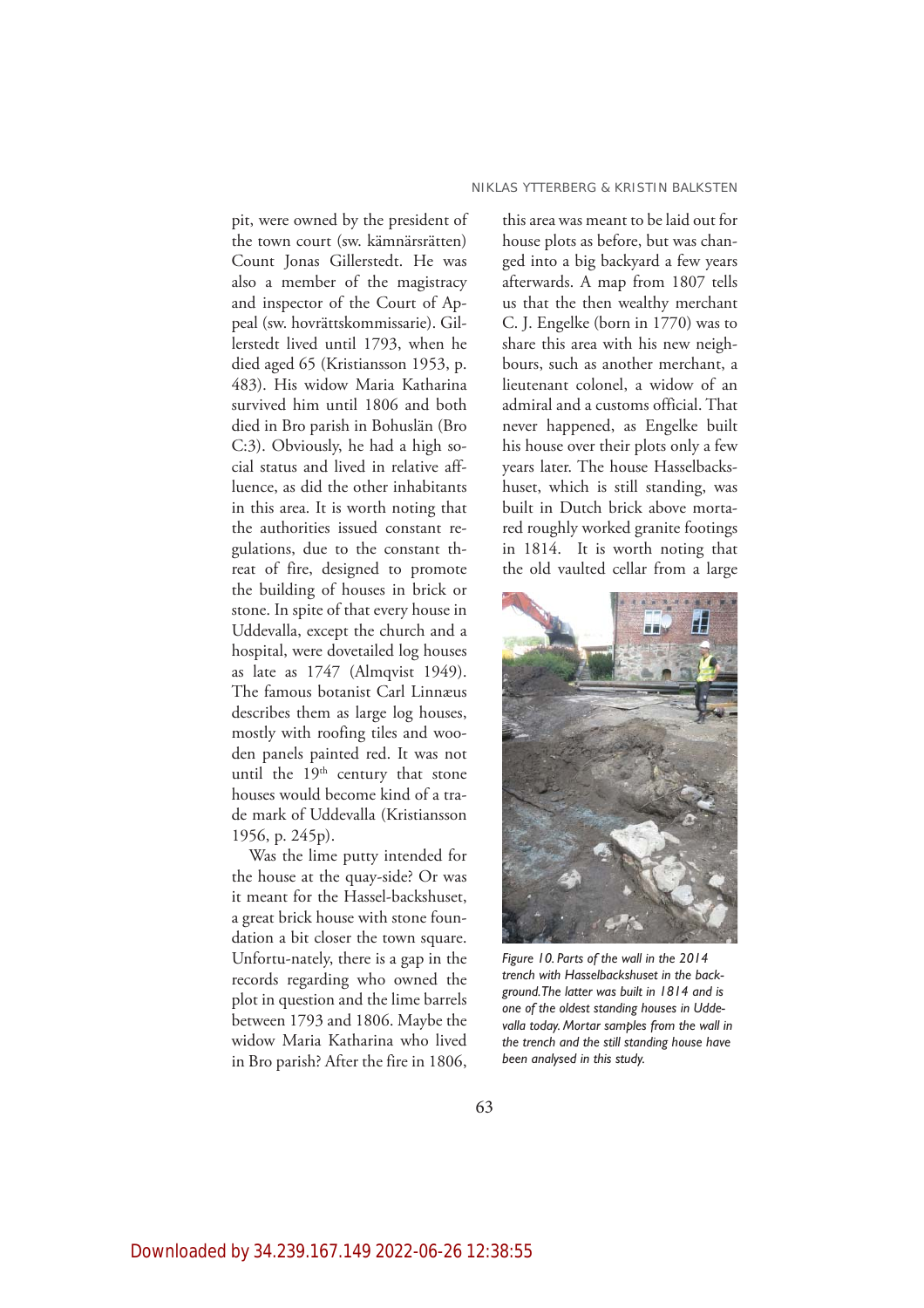pit, were owned by the president of the town court (sw. kämnärsrätten) Count Jonas Gillerstedt. He was also a member of the magistracy and inspector of the Court of Appeal (sw. hovrättskommissarie). Gillerstedt lived until 1793, when he died aged 65 (Kristiansson 1953, p. 483). His widow Maria Katharina survived him until 1806 and both died in Bro parish in Bohuslän (Bro C:3). Obviously, he had a high social status and lived in relative affluence, as did the other inhabitants in this area. It is worth noting that the authorities issued constant regulations, due to the constant threat of fire, designed to promote the building of houses in brick or stone. In spite of that every house in Uddevalla, except the church and a hospital, were dovetailed log houses as late as 1747 (Almqvist 1949). The famous botanist Carl Linnæus describes them as large log houses, mostly with roofing tiles and wooden panels painted red. It was not until the 19th century that stone houses would become kind of a trade mark of Uddevalla (Kristiansson 1956, p. 245p).

Was the lime putty intended for the house at the quay-side? Or was it meant for the Hassel-backshuset, a great brick house with stone foundation a bit closer the town square. Unfortu-nately, there is a gap in the records regarding who owned the plot in question and the lime barrels between 1793 and 1806. Maybe the widow Maria Katharina who lived in Bro parish? After the fire in 1806, this area was meant to be laid out for house plots as before, but was changed into a big backyard a few years afterwards. A map from 1807 tells us that the then wealthy merchant C. J. Engelke (born in 1770) was to share this area with his new neighbours, such as another merchant, a lieutenant colonel, a widow of an admiral and a customs official. That never happened, as Engelke built his house over their plots only a few years later. The house Hasselbackshuset, which is still standing, was built in Dutch brick above mortared roughly worked granite footings in 1814. It is worth noting that the old vaulted cellar from a large

*Figure 10. Parts of the wall in the 2014 trench with Hasselbackshuset in the background. The latter was built in 1814 and is one of the oldest standing houses in Uddevalla today. Mortar samples from the wall in the trench and the still standing house have been analysed in this study.*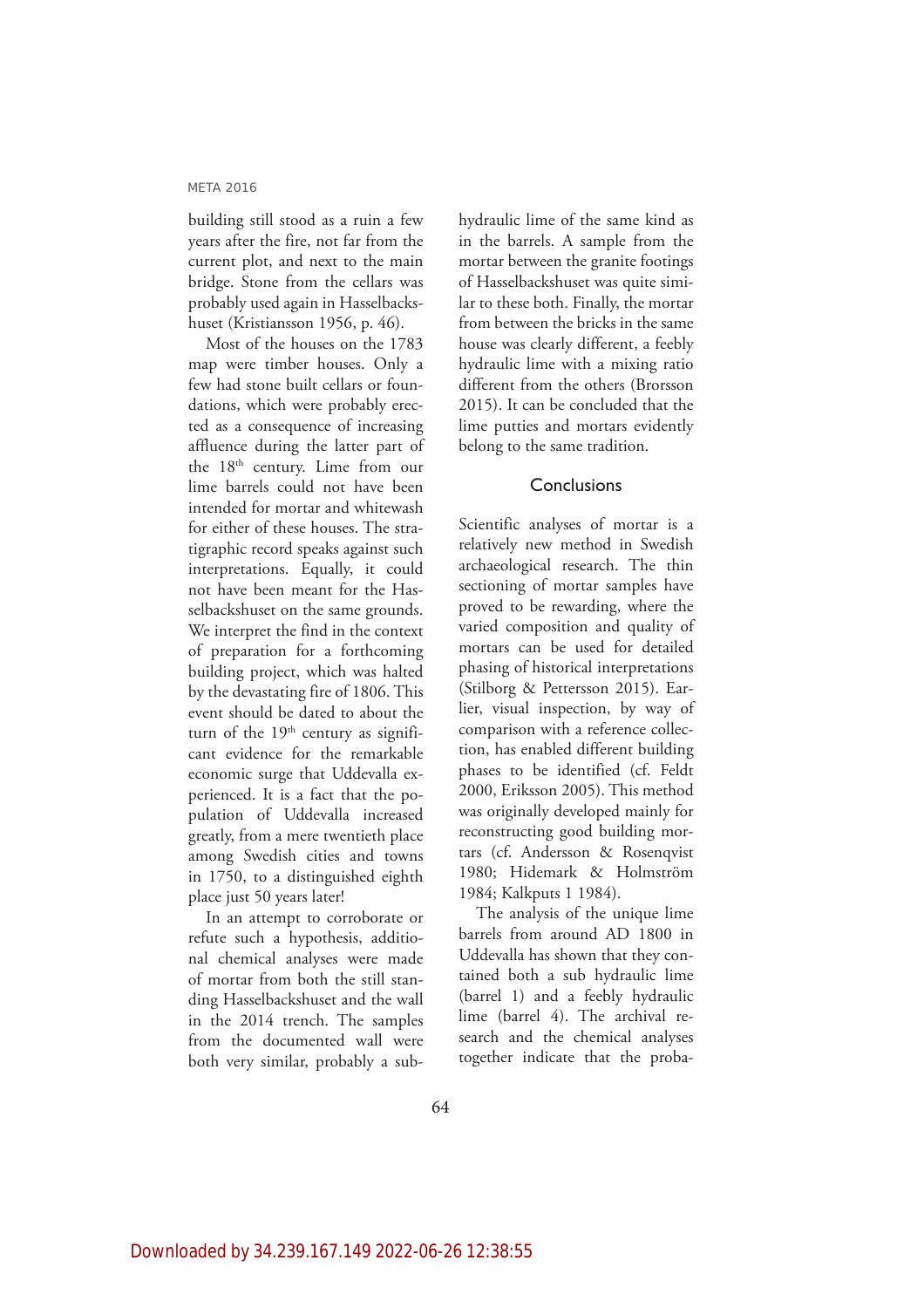building still stood as a ruin a few years after the fire, not far from the current plot, and next to the main bridge. Stone from the cellars was probably used again in Hasselbackshuset (Kristiansson 1956, p. 46).

Most of the houses on the 1783 map were timber houses. Only a few had stone built cellars or foundations, which were probably erected as a consequence of increasing affluence during the latter part of the 18th century. Lime from our lime barrels could not have been intended for mortar and whitewash for either of these houses. The stratigraphic record speaks against such interpretations. Equally, it could not have been meant for the Hasselbackshuset on the same grounds. We interpret the find in the context of preparation for a forthcoming building project, which was halted by the devastating fire of 1806. This event should be dated to about the turn of the 19th century as significant evidence for the remarkable economic surge that Uddevalla experienced. It is a fact that the population of Uddevalla increased greatly, from a mere twentieth place among Swedish cities and towns in 1750, to a distinguished eighth place just 50 years later!

In an attempt to corroborate or refute such a hypothesis, additional chemical analyses were made of mortar from both the still standing Hasselbackshuset and the wall in the 2014 trench. The samples from the documented wall were both very similar, probably a sub-hydraulic lime of the same kind as in the barrels. A sample from the mortar between the granite footings of Hasselbackshuset was quite similar to these both. Finally, the mortar from between the bricks in the same house was clearly different, a feebly hydraulic lime with a mixing ratio different from the others (Brorsson 2015). It can be concluded that the lime putties and mortars evidently belong to the same tradition.

## Conclusions

Scientific analyses of mortar is a relatively new method in Swedish archaeological research. The thin sectioning of mortar samples have proved to be rewarding, where the varied composition and quality of mortars can be used for detailed phasing of historical interpretations (Stilborg & Pettersson 2015). Earlier, visual inspection, by way of comparison with a reference collection, has enabled different building phases to be identified (cf. Feldt 2000, Eriksson 2005). This method was originally developed mainly for reconstructing good building mortars (cf. Andersson & Rosenqvist 1980; Hidemark & Holmström 1984; Kalkputs 1 1984).

The analysis of the unique lime barrels from around AD 1800 in Uddevalla has shown that they contained both a sub hydraulic lime (barrel 1) and a feebly hydraulic lime (barrel 4). The archival research and the chemical analyses together indicate that the proba-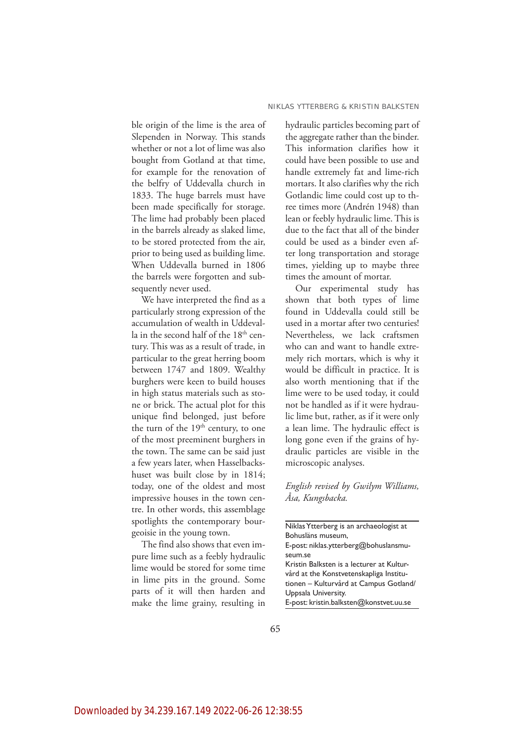ble origin of the lime is the area of Slependen in Norway. This stands whether or not a lot of lime was also bought from Gotland at that time, for example for the renovation of the belfry of Uddevalla church in 1833. The huge barrels must have been made specifically for storage. The lime had probably been placed in the barrels already as slaked lime, to be stored protected from the air, prior to being used as building lime. When Uddevalla burned in 1806 the barrels were forgotten and subsequently never used.

We have interpreted the find as a particularly strong expression of the accumulation of wealth in Uddevalla in the second half of the 18th century. This was as a result of trade, in particular to the great herring boom between 1747 and 1809. Wealthy burghers were keen to build houses in high status materials such as stone or brick. The actual plot for this unique find belonged, just before the turn of the 19th century, to one of the most preeminent burghers in the town. The same can be said just a few years later, when Hasselbackshuset was built close by in 1814; today, one of the oldest and most impressive houses in the town centre. In other words, this assemblage spotlights the contemporary bourgeoisie in the young town.

The find also shows that even impure lime such as a feebly hydraulic lime would be stored for some time in lime pits in the ground. Some parts of it will then harden and make the lime grainy, resulting in hydraulic particles becoming part of the aggregate rather than the binder. This information clarifies how it could have been possible to use and handle extremely fat and lime-rich mortars. It also clarifies why the rich Gotlandic lime could cost up to three times more (Andrén 1948) than lean or feebly hydraulic lime. This is due to the fact that all of the binder could be used as a binder even after long transportation and storage times, yielding up to maybe three times the amount of mortar.

Our experimental study has shown that both types of lime found in Uddevalla could still be used in a mortar after two centuries! Nevertheless, we lack craftsmen who can and want to handle extremely rich mortars, which is why it would be difficult in practice. It is also worth mentioning that if the lime were to be used today, it could not be handled as if it were hydraulic lime but, rather, as if it were only a lean lime. The hydraulic effect is long gone even if the grains of hydraulic particles are visible in the microscopic analyses.

*English revised by Gwilym Williams, Åsa, Kungsbacka.*

---

Niklas Ytterberg is an archaeologist at Bohusläns museum,
E-post: niklas.ytterberg@bohuslansmuseum.se
Kristin Balksten is a lecturer at Kulturvård at the Konstvetenskapliga Institutionen – Kulturvård at Campus Gotland/ Uppsala University.
E-post: kristin.balksten@konstvet.uu.se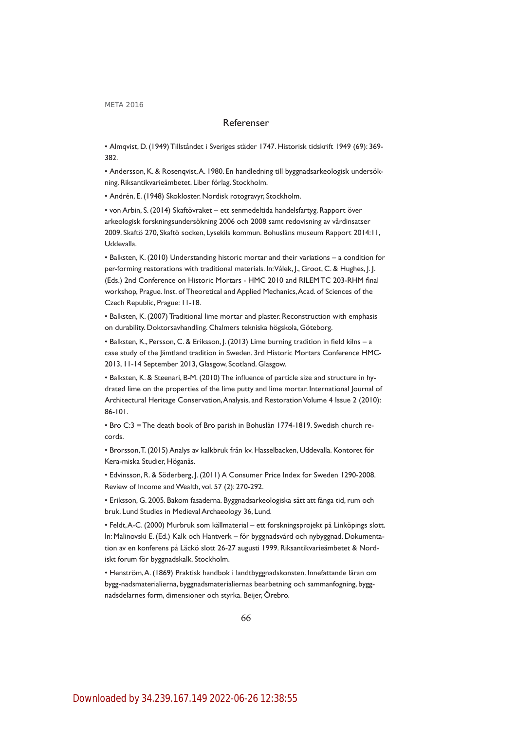## Referenser

- Almqvist, D. (1949) Tillståndet i Sveriges städer 1747. Historisk tidskrift 1949 (69): 369-382.
- Andersson, K. & Rosenqvist, A. 1980. En handledning till byggnadsarkeologisk undersökning. Riksantikvarieämbetet. Liber förlag. Stockholm.
- Andrén, E. (1948) Skokloster. Nordisk rotogravyr, Stockholm.
- von Arbin, S. (2014) Skaftövraket – ett senmedeltida handelsfartyg. Rapport över arkeologisk forskningsundersökning 2006 och 2008 samt redovisning av vårdinsatser 2009. Skaftö 270, Skaftö socken, Lysekils kommun. Bohusläns museum Rapport 2014:11, Uddevalla.
- Balksten, K. (2010) Understanding historic mortar and their variations – a condition for per-forming restorations with traditional materials. In: Válek, J., Groot, C. & Hughes, J. J. (Eds.) 2nd Conference on Historic Mortars - HMC 2010 and RILEM TC 203-RHM final workshop, Prague. Inst. of Theoretical and Applied Mechanics, Acad. of Sciences of the Czech Republic, Prague: 11-18.
- Balksten, K. (2007) Traditional lime mortar and plaster. Reconstruction with emphasis on durability. Doktorsavhandling. Chalmers tekniska högskola, Göteborg.
- Balksten, K., Persson, C. & Eriksson, J. (2013) Lime burning tradition in field kilns – a case study of the Jämtland tradition in Sweden. 3rd Historic Mortars Conference HMC-2013, 11-14 September 2013, Glasgow, Scotland. Glasgow.
- Balksten, K. & Steenari, B-M. (2010) The influence of particle size and structure in hydrated lime on the properties of the lime putty and lime mortar. International Journal of Architectural Heritage Conservation, Analysis, and Restoration Volume 4 Issue 2 (2010): 86-101.
- Bro C:3 = The death book of Bro parish in Bohuslän 1774-1819. Swedish church records.
- Brorsson, T. (2015) Analys av kalkbruk från kv. Hasselbacken, Uddevalla. Kontoret för Kera-miska Studier, Höganäs.
- Edvinsson, R. & Söderberg, J. (2011) A Consumer Price Index for Sweden 1290-2008. Review of Income and Wealth, vol. 57 (2): 270-292.
- Eriksson, G. 2005. Bakom fasaderna. Byggnadsarkeologiska sätt att fånga tid, rum och bruk. Lund Studies in Medieval Archaeology 36, Lund.
- Feldt, A-C. (2000) Murbruk som källmaterial – ett forskningsprojekt på Linköpings slott. In: Malinovski E. (Ed.) Kalk och Hantverk – för byggnadsvård och nybyggnad. Dokumentation av en konferens på Läckö slott 26-27 augusti 1999. Riksantikvarieämbetet & Nordiskt forum för byggnadskalk. Stockholm.
- Henström, A. (1869) Praktisk handbok i landtbyggnadskonsten. Innefattande läran om bygg-nadsmaterialierna, byggnadsmaterialiernas bearbetning och sammanfogning, byggnadsdelarnes form, dimensioner och styrka. Beijer, Örebro.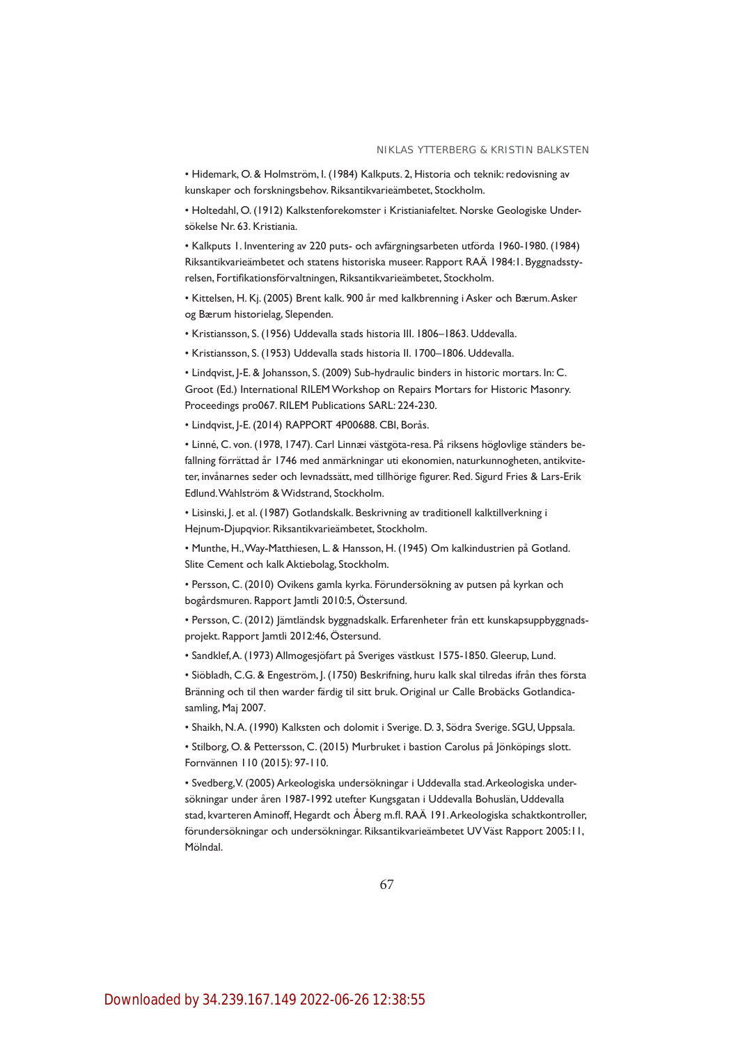- Hidemark, O. & Holmström, I. (1984) Kalkputs. 2, Historia och teknik: redovisning av kunskaper och forskningsbehov. Riksantikvarieämbetet, Stockholm.
- Holtedahl, O. (1912) Kalkstenforekomster i Kristianiafeltet. Norske Geologiske Undersökelse Nr. 63. Kristiania.
- Kalkputs 1. Inventering av 220 puts- och avfärgningsarbeten utförda 1960-1980. (1984) Riksantikvarieämbetet och statens historiska museer. Rapport RAÄ 1984:1. Byggnadsstyrelsen, Fortifikationsförvaltningen, Riksantikvarieämbetet, Stockholm.
- Kittelsen, H. Kj. (2005) Brent kalk. 900 år med kalkbrenning i Asker och Bærum. Asker og Bærum historielag, Slependen.
- Kristiansson, S. (1956) Uddevalla stads historia III. 1806–1863. Uddevalla.
- Kristiansson, S. (1953) Uddevalla stads historia II. 1700–1806. Uddevalla.
- Lindqvist, J-E. & Johansson, S. (2009) Sub-hydraulic binders in historic mortars. In: C. Groot (Ed.) International RILEM Workshop on Repairs Mortars for Historic Masonry. Proceedings pro067. RILEM Publications SARL: 224-230.
- Lindqvist, J-E. (2014) RAPPORT 4P00688. CBI, Borås.
- Linné, C. von. (1978, 1747). Carl Linnæi västgöta-resa. På riksens höglovlige ständers befallning förrättad år 1746 med anmärkningar uti ekonomien, naturkunnogheten, antikviteter, invånarnes seder och levnadssätt, med tillhörige figurer. Red. Sigurd Fries & Lars-Erik Edlund. Wahlström & Widstrand, Stockholm.
- Lisinski, J. et al. (1987) Gotlandskalk. Beskrivning av traditionell kalktillverkning i Hejnum-Djupqvior. Riksantikvarieämbetet, Stockholm.
- Munthe, H., Way-Matthiesen, L. & Hansson, H. (1945) Om kalkindustrien på Gotland. Slite Cement och kalk Aktiebolag, Stockholm.
- Persson, C. (2010) Ovikens gamla kyrka. Förundersökning av putsen på kyrkan och bogårdsmuren. Rapport Jamtli 2010:5, Östersund.
- Persson, C. (2012) Jämtländsk byggnadskalk. Erfarenheter från ett kunskapsuppbyggnadsprojekt. Rapport Jamtli 2012:46, Östersund.
- Sandklef, A. (1973) Allmogesjöfart på Sveriges västkust 1575-1850. Gleerup, Lund.
- Siöbladh, C.G. & Engeström, J. (1750) Beskrifning, huru kalk skal tilredas ifrån thes första Bränning och til then warder färdig til sitt bruk. Original ur Calle Brobäcks Gotlandicasamling, Maj 2007.
- Shaikh, N.A. (1990) Kalksten och dolomit i Sverige. D. 3, Södra Sverige. SGU, Uppsala.
- Stilborg, O. & Pettersson, C. (2015) Murbruket i bastion Carolus på Jönköpings slott. Fornvännen 110 (2015): 97-110.
- Svedberg, V. (2005) Arkeologiska undersökningar i Uddevalla stad. Arkeologiska undersökningar under åren 1987-1992 utefter Kungsgatan i Uddevalla Bohuslän, Uddevalla stad, kvarteren Aminoff, Hegardt och Åberg m.fl. RAÄ 191. Arkeologiska schaktkontroller, förundersökningar och undersökningar. Riksantikvarieämbetet UV Väst Rapport 2005:11, Mölndal.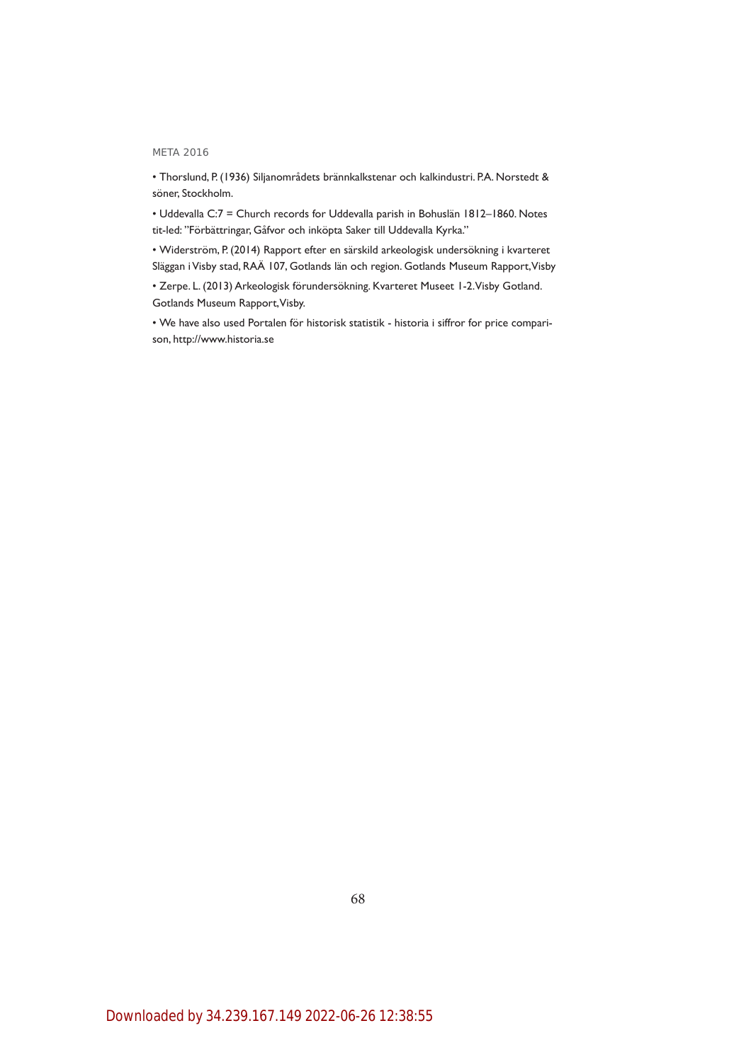- Thorslund, P. (1936) Siljanområdets brännkalkstenar och kalkindustri. P.A. Norstedt & söner, Stockholm.
- Uddevalla C:7 = Church records for Uddevalla parish in Bohuslän 1812–1860. Notes tit-led: "Förbättringar, Gåfvor och inköpta Saker till Uddevalla Kyrka."
- Widerström, P. (2014) Rapport efter en särskild arkeologisk undersökning i kvarteret Släggan i Visby stad, RAÄ 107, Gotlands län och region. Gotlands Museum Rapport, Visby
- Zerpe. L. (2013) Arkeologisk förundersökning. Kvarteret Museet 1-2. Visby Gotland. Gotlands Museum Rapport, Visby.
- We have also used Portalen för historisk statistik - historia i siffror for price comparison, http://www.historia.se